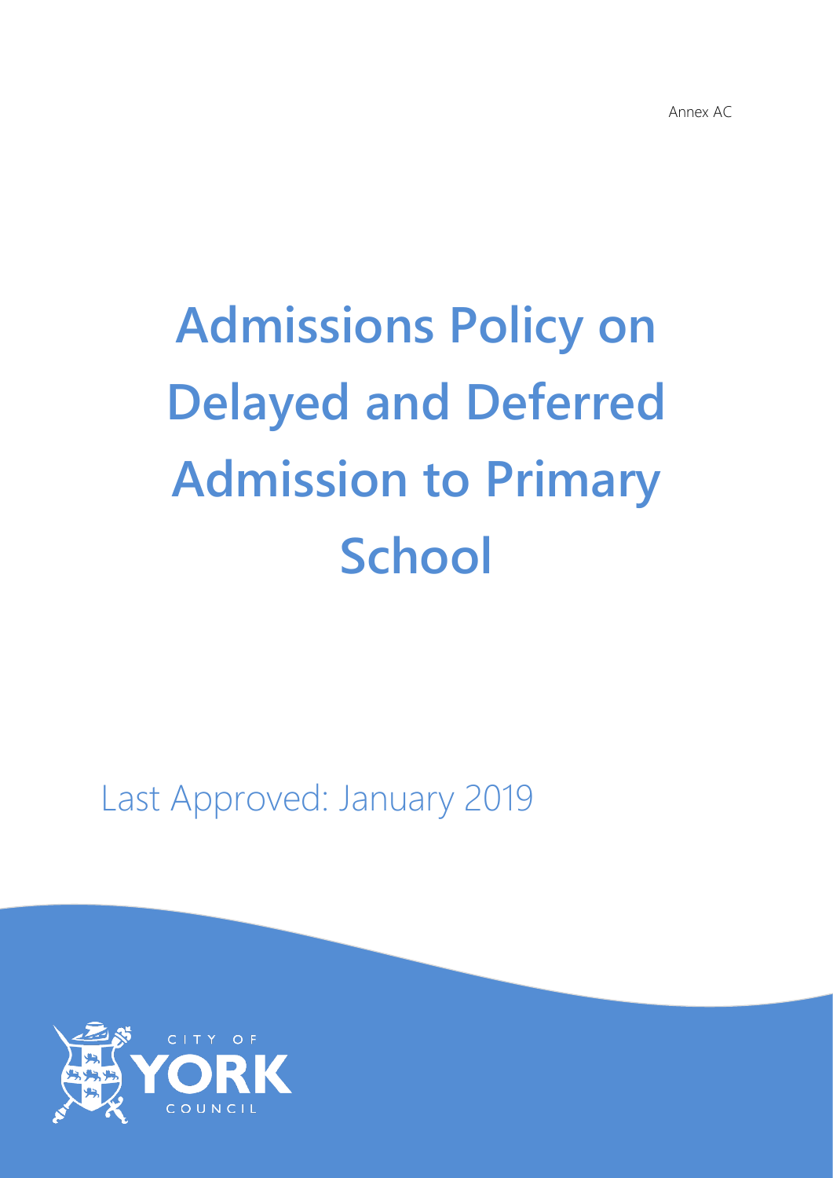Annex AC

# Admissions Policy on Delayed and Deferred Admission to Primary School

Last Approved: January 2019

CITY OF YORK COUNCIL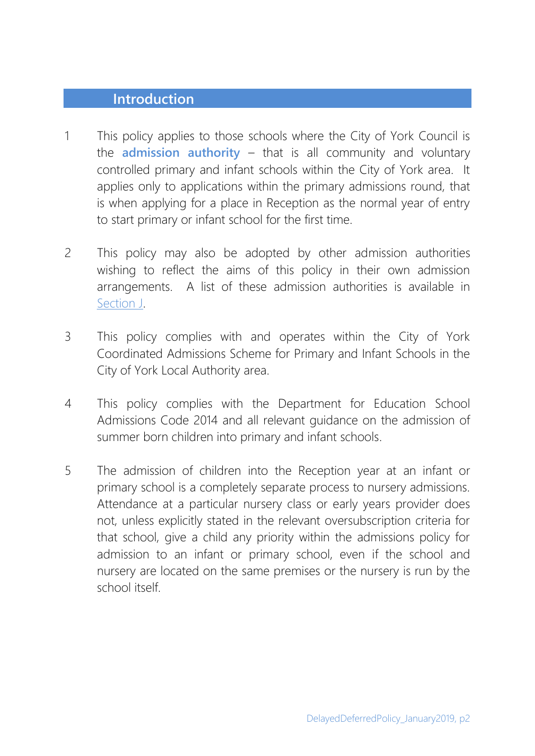## Introduction

1 This policy applies to those schools where the City of York Council is the **admission authority** – that is all community and voluntary controlled primary and infant schools within the City of York area. It applies only to applications within the primary admissions round, that is when applying for a place in Reception as the normal year of entry to start primary or infant school for the first time.

2 This policy may also be adopted by other admission authorities wishing to reflect the aims of this policy in their own admission arrangements. A list of these admission authorities is available in Section J.

3 This policy complies with and operates within the City of York Coordinated Admissions Scheme for Primary and Infant Schools in the City of York Local Authority area.

4 This policy complies with the Department for Education School Admissions Code 2014 and all relevant guidance on the admission of summer born children into primary and infant schools.

5 The admission of children into the Reception year at an infant or primary school is a completely separate process to nursery admissions. Attendance at a particular nursery class or early years provider does not, unless explicitly stated in the relevant oversubscription criteria for that school, give a child any priority within the admissions policy for admission to an infant or primary school, even if the school and nursery are located on the same premises or the nursery is run by the school itself.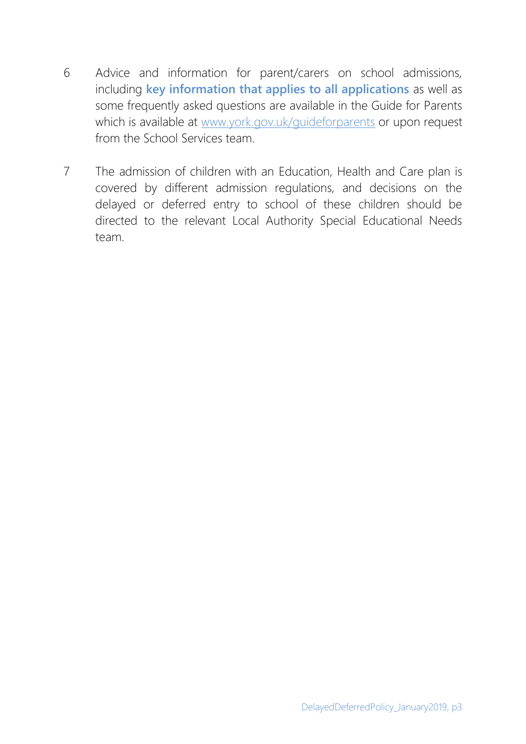6. Advice and information for parent/carers on school admissions, including **key information that applies to all applications** as well as some frequently asked questions are available in the Guide for Parents which is available at [www.york.gov.uk/guideforparents](http://www.york.gov.uk/guideforparents) or upon request from the School Services team.

7. The admission of children with an Education, Health and Care plan is covered by different admission regulations, and decisions on the delayed or deferred entry to school of these children should be directed to the relevant Local Authority Special Educational Needs team.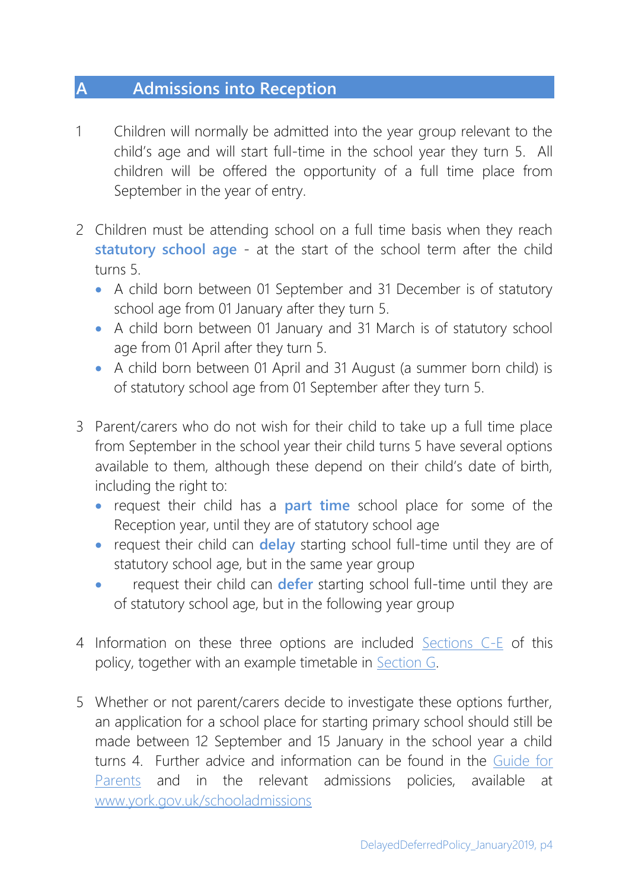## A Admissions into Reception

1. Children will normally be admitted into the year group relevant to the child's age and will start full-time in the school year they turn 5. All children will be offered the opportunity of a full time place from September in the year of entry.

2. Children must be attending school on a full time basis when they reach **statutory school age** - at the start of the school term after the child turns 5.
   - A child born between 01 September and 31 December is of statutory school age from 01 January after they turn 5.
   - A child born between 01 January and 31 March is of statutory school age from 01 April after they turn 5.
   - A child born between 01 April and 31 August (a summer born child) is of statutory school age from 01 September after they turn 5.

3. Parent/carers who do not wish for their child to take up a full time place from September in the school year their child turns 5 have several options available to them, although these depend on their child's date of birth, including the right to:
   - request their child has a **part time** school place for some of the Reception year, until they are of statutory school age
   - request their child can **delay** starting school full-time until they are of statutory school age, but in the same year group
   - request their child can **defer** starting school full-time until they are of statutory school age, but in the following year group

4. Information on these three options are included Sections C-E of this policy, together with an example timetable in Section G.

5. Whether or not parent/carers decide to investigate these options further, an application for a school place for starting primary school should still be made between 12 September and 15 January in the school year a child turns 4. Further advice and information can be found in the Guide for Parents and in the relevant admissions policies, available at www.york.gov.uk/schooladmissions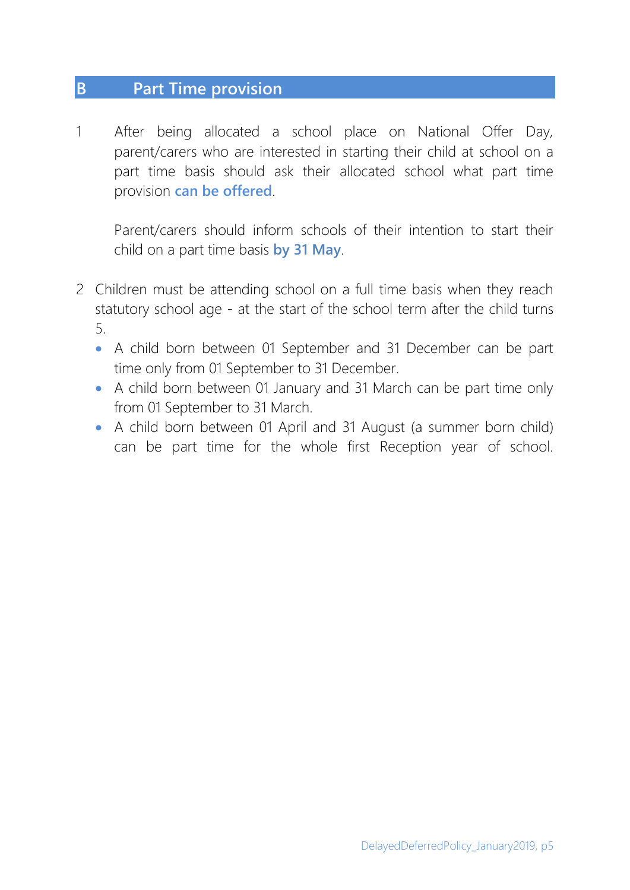## B Part Time provision

1. After being allocated a school place on National Offer Day, parent/carers who are interested in starting their child at school on a part time basis should ask their allocated school what part time provision **can be offered**.

   Parent/carers should inform schools of their intention to start their child on a part time basis **by 31 May**.

2. Children must be attending school on a full time basis when they reach statutory school age - at the start of the school term after the child turns 5.
   - A child born between 01 September and 31 December can be part time only from 01 September to 31 December.
   - A child born between 01 January and 31 March can be part time only from 01 September to 31 March.
   - A child born between 01 April and 31 August (a summer born child) can be part time for the whole first Reception year of school.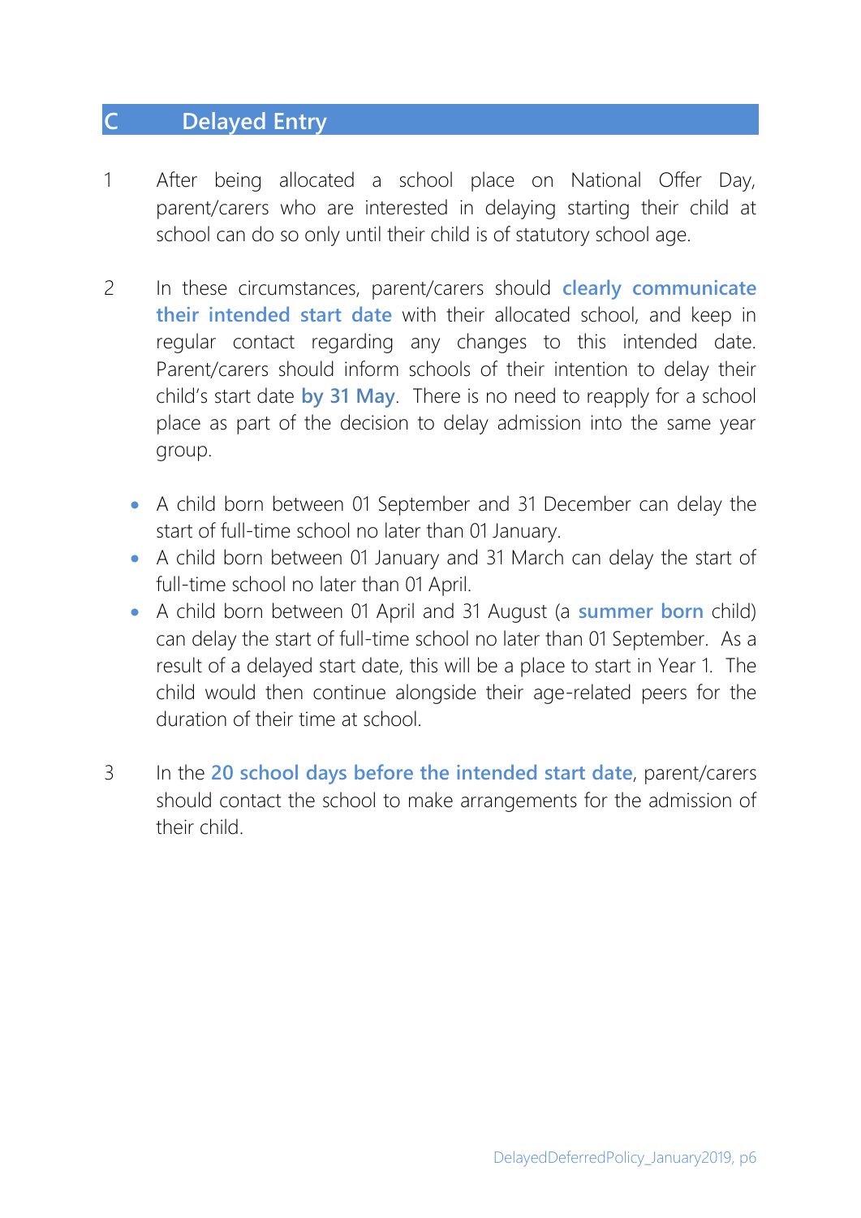## C Delayed Entry

1. After being allocated a school place on National Offer Day, parent/carers who are interested in delaying starting their child at school can do so only until their child is of statutory school age.

2. In these circumstances, parent/carers should **clearly communicate their intended start date** with their allocated school, and keep in regular contact regarding any changes to this intended date. Parent/carers should inform schools of their intention to delay their child's start date **by 31 May**. There is no need to reapply for a school place as part of the decision to delay admission into the same year group.

   - A child born between 01 September and 31 December can delay the start of full-time school no later than 01 January.
   - A child born between 01 January and 31 March can delay the start of full-time school no later than 01 April.
   - A child born between 01 April and 31 August (a **summer born** child) can delay the start of full-time school no later than 01 September. As a result of a delayed start date, this will be a place to start in Year 1. The child would then continue alongside their age-related peers for the duration of their time at school.

3. In the **20 school days before the intended start date**, parent/carers should contact the school to make arrangements for the admission of their child.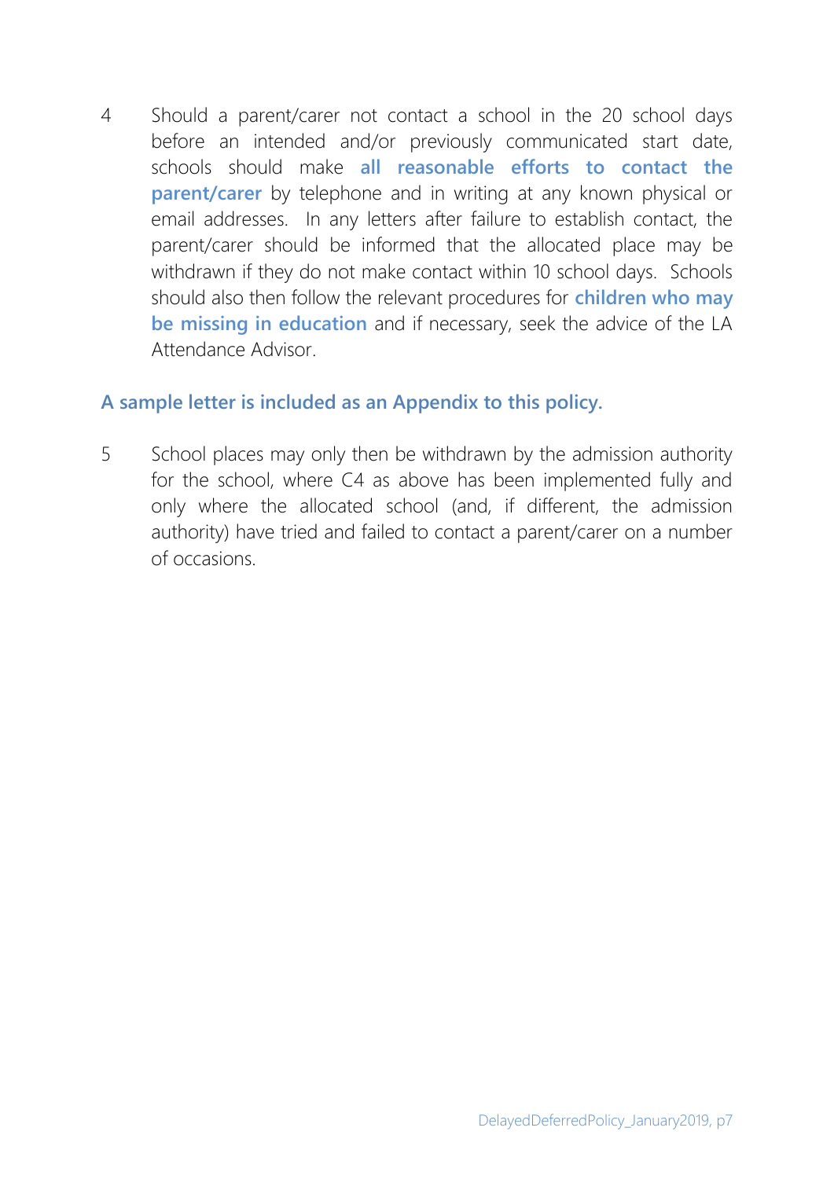4 Should a parent/carer not contact a school in the 20 school days before an intended and/or previously communicated start date, schools should make **all reasonable efforts to contact the parent/carer** by telephone and in writing at any known physical or email addresses. In any letters after failure to establish contact, the parent/carer should be informed that the allocated place may be withdrawn if they do not make contact within 10 school days. Schools should also then follow the relevant procedures for **children who may be missing in education** and if necessary, seek the advice of the LA Attendance Advisor.

**A sample letter is included as an Appendix to this policy.**

5 School places may only then be withdrawn by the admission authority for the school, where C4 as above has been implemented fully and only where the allocated school (and, if different, the admission authority) have tried and failed to contact a parent/carer on a number of occasions.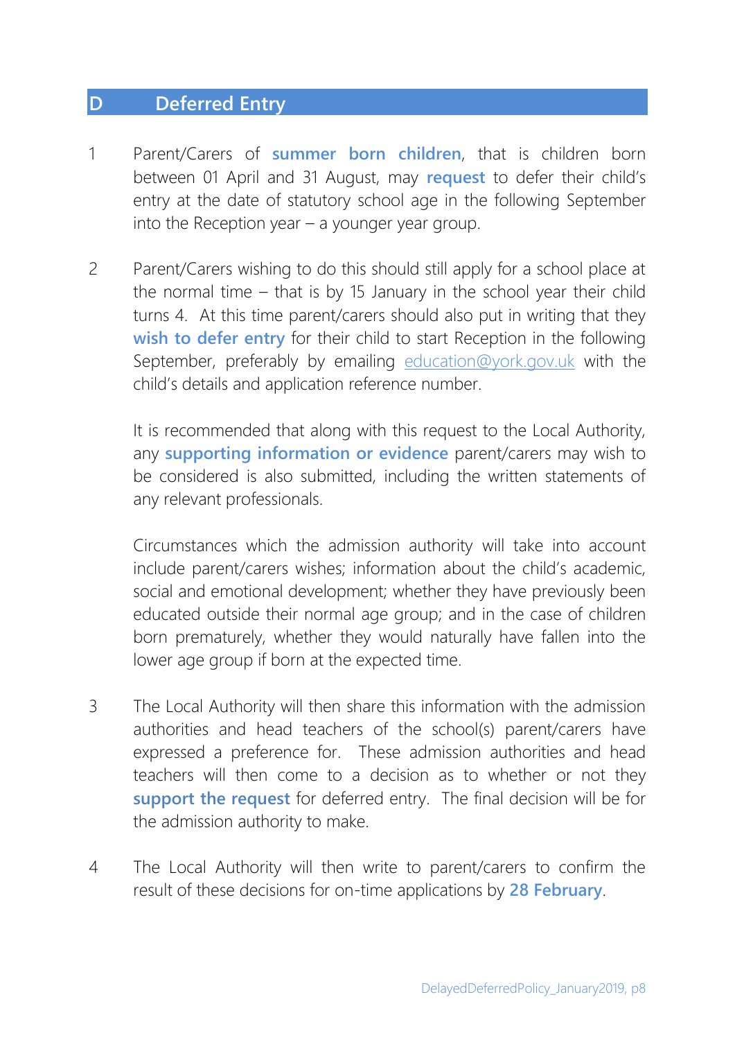## D Deferred Entry

1. Parent/Carers of **summer born children**, that is children born between 01 April and 31 August, may **request** to defer their child's entry at the date of statutory school age in the following September into the Reception year – a younger year group.

2. Parent/Carers wishing to do this should still apply for a school place at the normal time – that is by 15 January in the school year their child turns 4. At this time parent/carers should also put in writing that they **wish to defer entry** for their child to start Reception in the following September, preferably by emailing education@york.gov.uk with the child's details and application reference number.

   It is recommended that along with this request to the Local Authority, any **supporting information or evidence** parent/carers may wish to be considered is also submitted, including the written statements of any relevant professionals.

   Circumstances which the admission authority will take into account include parent/carers wishes; information about the child's academic, social and emotional development; whether they have previously been educated outside their normal age group; and in the case of children born prematurely, whether they would naturally have fallen into the lower age group if born at the expected time.

3. The Local Authority will then share this information with the admission authorities and head teachers of the school(s) parent/carers have expressed a preference for. These admission authorities and head teachers will then come to a decision as to whether or not they **support the request** for deferred entry. The final decision will be for the admission authority to make.

4. The Local Authority will then write to parent/carers to confirm the result of these decisions for on-time applications by **28 February**.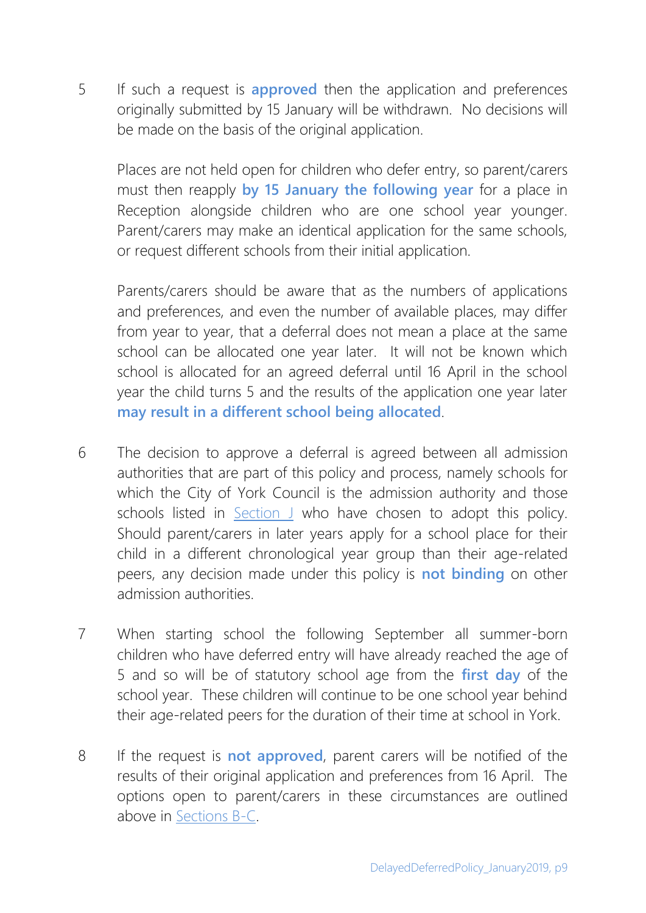5 If such a request is **approved** then the application and preferences originally submitted by 15 January will be withdrawn. No decisions will be made on the basis of the original application.

Places are not held open for children who defer entry, so parent/carers must then reapply **by 15 January the following year** for a place in Reception alongside children who are one school year younger. Parent/carers may make an identical application for the same schools, or request different schools from their initial application.

Parents/carers should be aware that as the numbers of applications and preferences, and even the number of available places, may differ from year to year, that a deferral does not mean a place at the same school can be allocated one year later. It will not be known which school is allocated for an agreed deferral until 16 April in the school year the child turns 5 and the results of the application one year later **may result in a different school being allocated**.

6 The decision to approve a deferral is agreed between all admission authorities that are part of this policy and process, namely schools for which the City of York Council is the admission authority and those schools listed in Section J who have chosen to adopt this policy. Should parent/carers in later years apply for a school place for their child in a different chronological year group than their age-related peers, any decision made under this policy is **not binding** on other admission authorities.

7 When starting school the following September all summer-born children who have deferred entry will have already reached the age of 5 and so will be of statutory school age from the **first day** of the school year. These children will continue to be one school year behind their age-related peers for the duration of their time at school in York.

8 If the request is **not approved**, parent carers will be notified of the results of their original application and preferences from 16 April. The options open to parent/carers in these circumstances are outlined above in Sections B-C.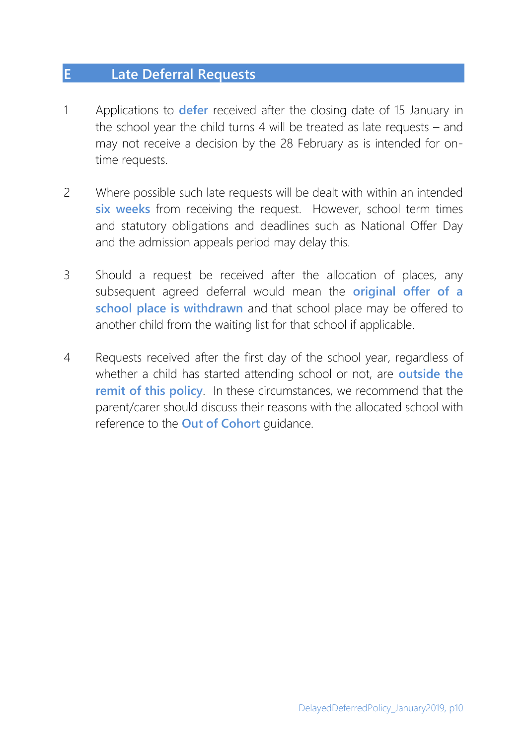## E Late Deferral Requests

1. Applications to **defer** received after the closing date of 15 January in the school year the child turns 4 will be treated as late requests – and may not receive a decision by the 28 February as is intended for on-time requests.

2. Where possible such late requests will be dealt with within an intended **six weeks** from receiving the request. However, school term times and statutory obligations and deadlines such as National Offer Day and the admission appeals period may delay this.

3. Should a request be received after the allocation of places, any subsequent agreed deferral would mean the **original offer of a school place is withdrawn** and that school place may be offered to another child from the waiting list for that school if applicable.

4. Requests received after the first day of the school year, regardless of whether a child has started attending school or not, are **outside the remit of this policy**. In these circumstances, we recommend that the parent/carer should discuss their reasons with the allocated school with reference to the **Out of Cohort** guidance.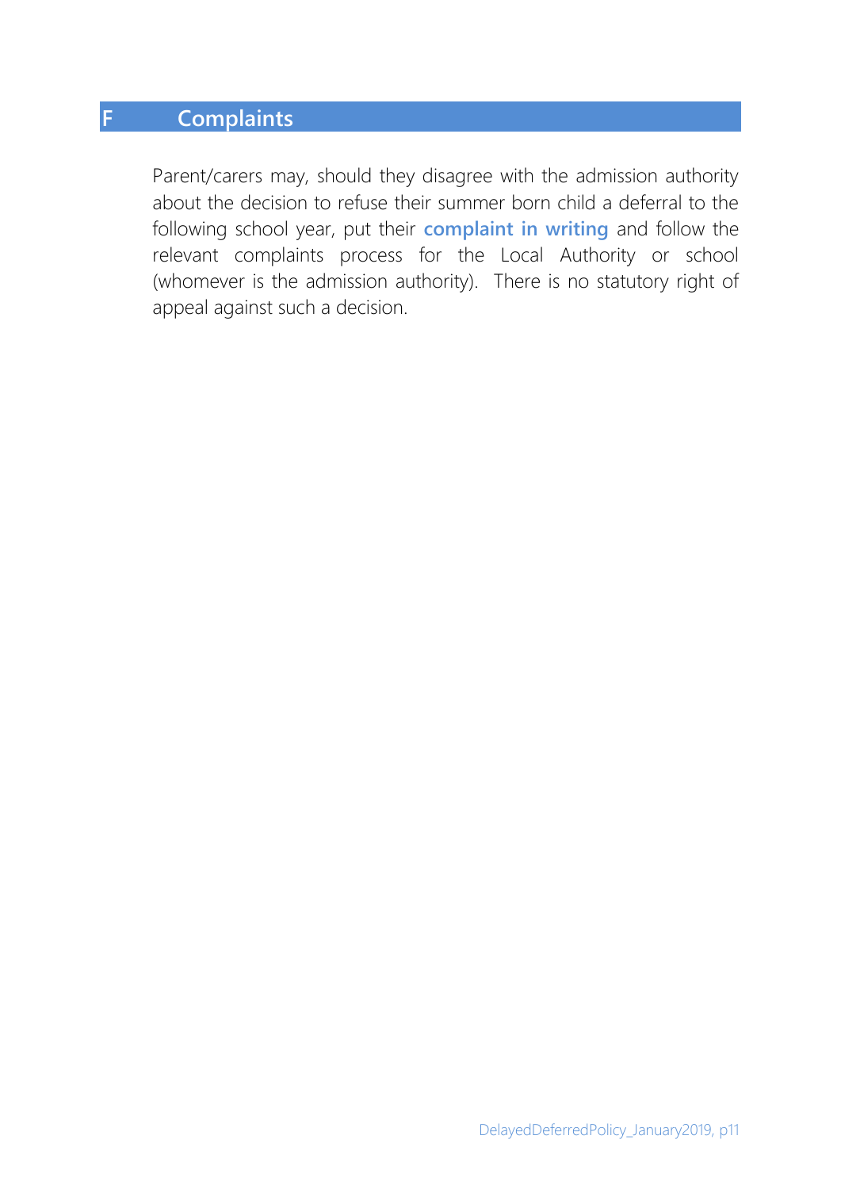## F Complaints

Parent/carers may, should they disagree with the admission authority about the decision to refuse their summer born child a deferral to the following school year, put their **complaint in writing** and follow the relevant complaints process for the Local Authority or school (whomever is the admission authority). There is no statutory right of appeal against such a decision.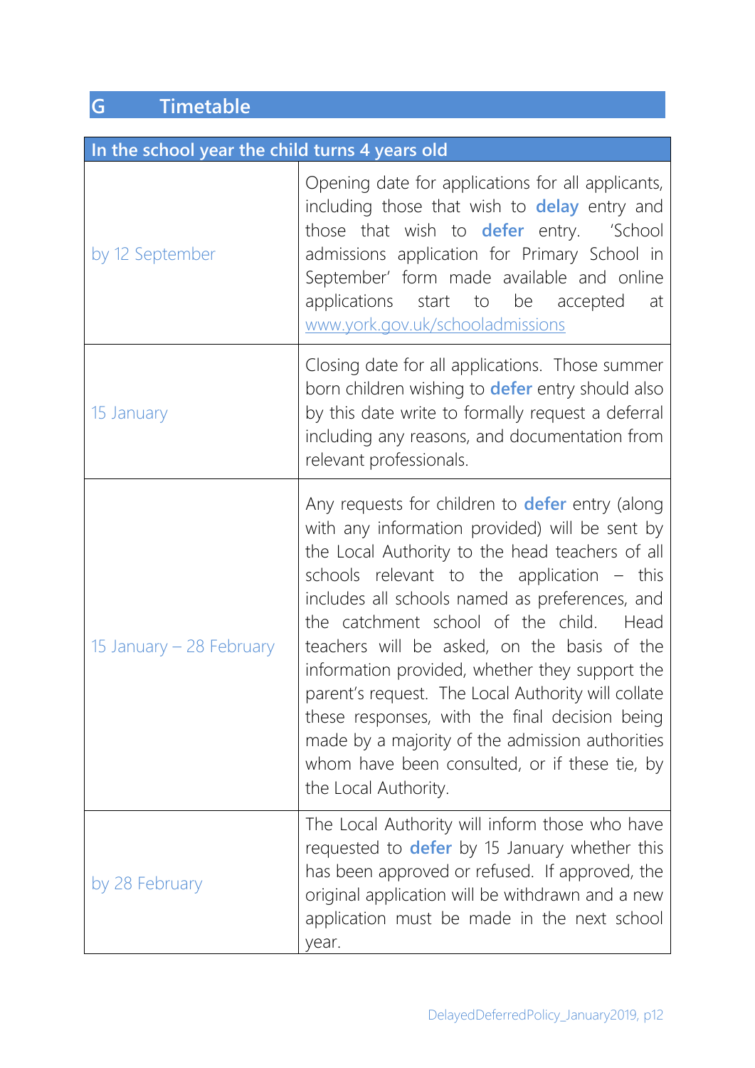## G Timetable

| In the school year the child turns 4 years old | |
|---|---|
| by 12 September | Opening date for applications for all applicants, including those that wish to **delay** entry and those that wish to **defer** entry. 'School admissions application for Primary School in September' form made available and online applications start to be accepted at [www.york.gov.uk/schooladmissions](http://www.york.gov.uk/schooladmissions) |
| 15 January | Closing date for all applications. Those summer born children wishing to **defer** entry should also by this date write to formally request a deferral including any reasons, and documentation from relevant professionals. |
| 15 January – 28 February | Any requests for children to **defer** entry (along with any information provided) will be sent by the Local Authority to the head teachers of all schools relevant to the application – this includes all schools named as preferences, and the catchment school of the child. Head teachers will be asked, on the basis of the information provided, whether they support the parent's request. The Local Authority will collate these responses, with the final decision being made by a majority of the admission authorities whom have been consulted, or if these tie, by the Local Authority. |
| by 28 February | The Local Authority will inform those who have requested to **defer** by 15 January whether this has been approved or refused. If approved, the original application will be withdrawn and a new application must be made in the next school year. |

DelayedDeferredPolicy_January2019, p12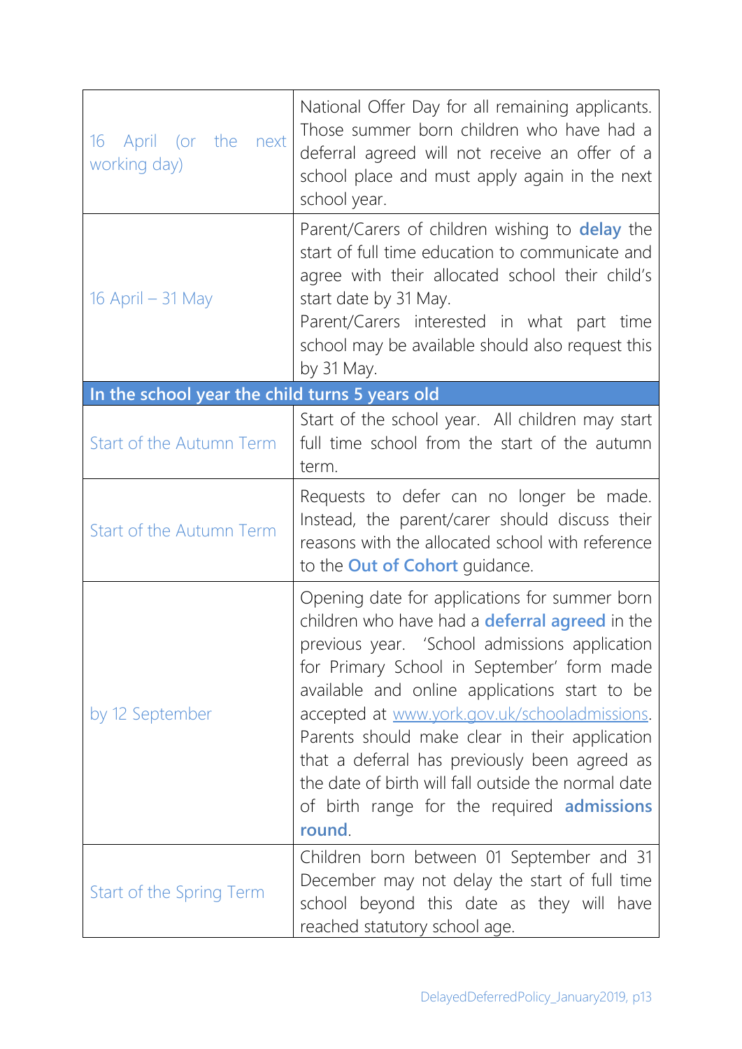| | |
|---|---|
| 16 April (or the next working day) | National Offer Day for all remaining applicants. Those summer born children who have had a deferral agreed will not receive an offer of a school place and must apply again in the next school year. |
| 16 April – 31 May | Parent/Carers of children wishing to **delay** the start of full time education to communicate and agree with their allocated school their child's start date by 31 May.<br>Parent/Carers interested in what part time school may be available should also request this by 31 May. |
| **In the school year the child turns 5 years old** | |
| Start of the Autumn Term | Start of the school year. All children may start full time school from the start of the autumn term. |
| Start of the Autumn Term | Requests to defer can no longer be made. Instead, the parent/carer should discuss their reasons with the allocated school with reference to the **Out of Cohort** guidance. |
| by 12 September | Opening date for applications for summer born children who have had a **deferral agreed** in the previous year. 'School admissions application for Primary School in September' form made available and online applications start to be accepted at www.york.gov.uk/schooladmissions. Parents should make clear in their application that a deferral has previously been agreed as the date of birth will fall outside the normal date of birth range for the required **admissions round**. |
| Start of the Spring Term | Children born between 01 September and 31 December may not delay the start of full time school beyond this date as they will have reached statutory school age. |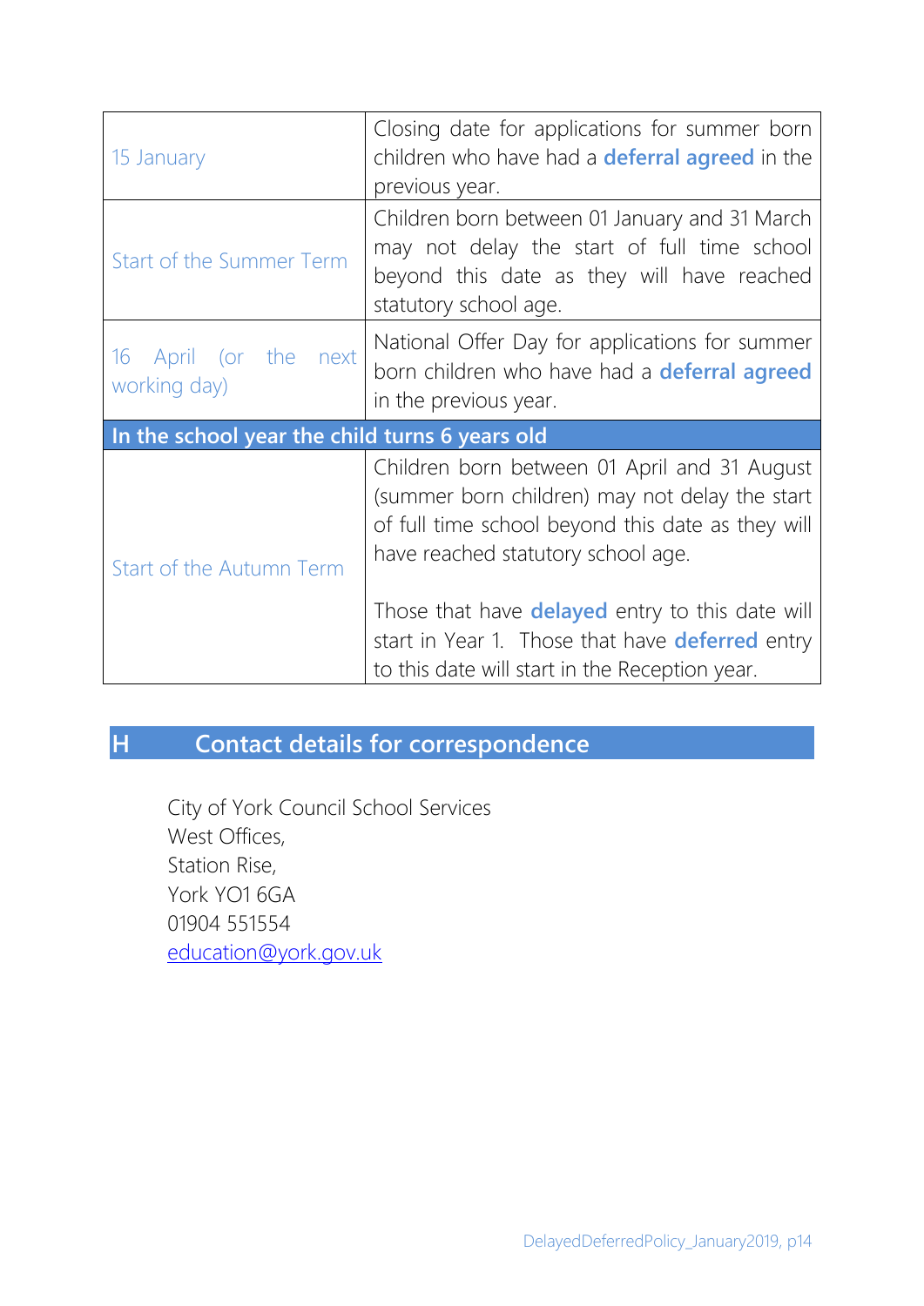| | |
|---|---|
| 15 January | Closing date for applications for summer born children who have had a **deferral agreed** in the previous year. |
| Start of the Summer Term | Children born between 01 January and 31 March may not delay the start of full time school beyond this date as they will have reached statutory school age. |
| 16 April (or the next working day) | National Offer Day for applications for summer born children who have had a **deferral agreed** in the previous year. |
| **In the school year the child turns 6 years old** | |
| Start of the Autumn Term | Children born between 01 April and 31 August (summer born children) may not delay the start of full time school beyond this date as they will have reached statutory school age. Those that have **delayed** entry to this date will start in Year 1. Those that have **deferred** entry to this date will start in the Reception year. |

## H Contact details for correspondence

City of York Council School Services
West Offices,
Station Rise,
York YO1 6GA
01904 551554
education@york.gov.uk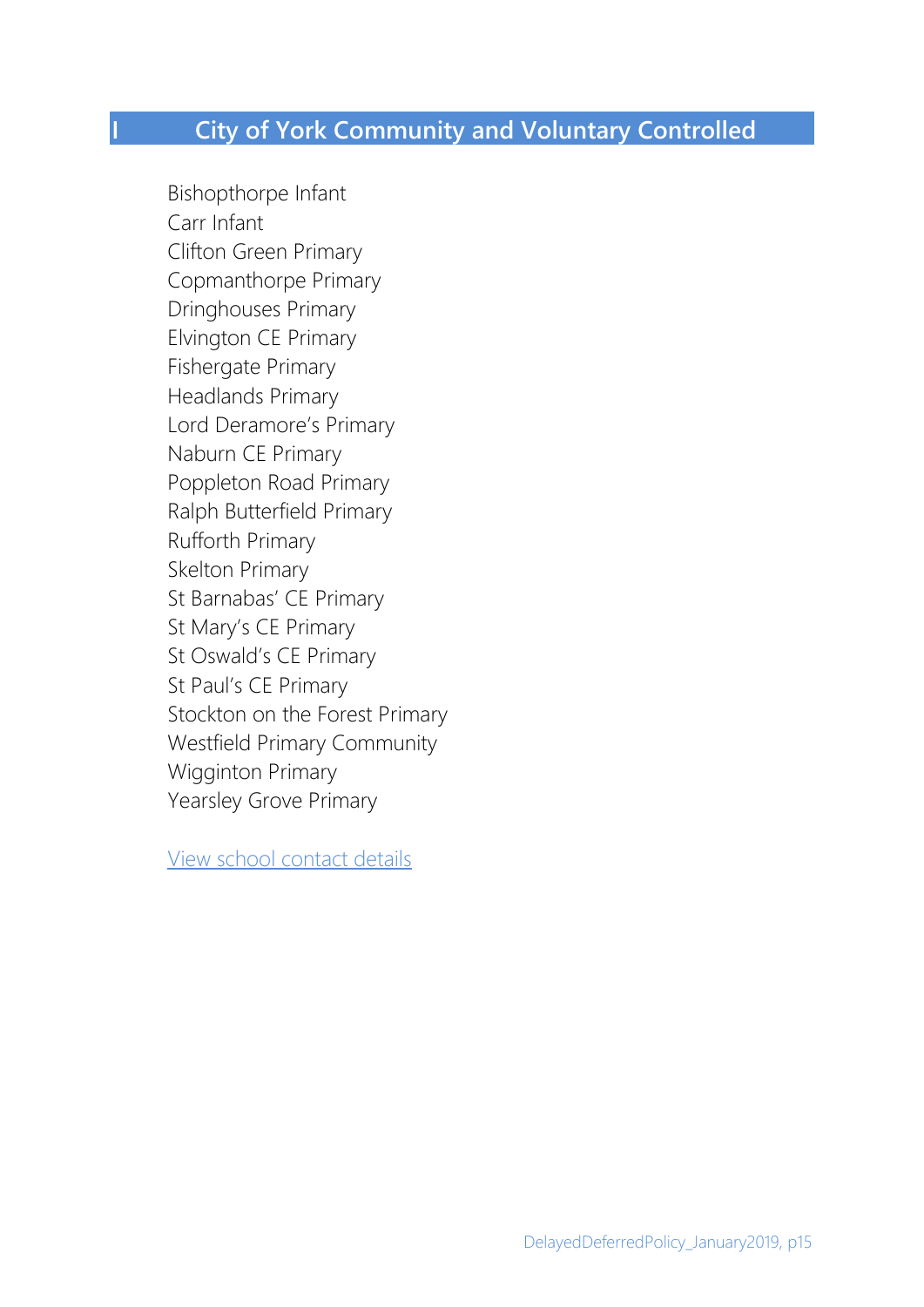## I City of York Community and Voluntary Controlled

Bishopthorpe Infant
Carr Infant
Clifton Green Primary
Copmanthorpe Primary
Dringhouses Primary
Elvington CE Primary
Fishergate Primary
Headlands Primary
Lord Deramore's Primary
Naburn CE Primary
Poppleton Road Primary
Ralph Butterfield Primary
Rufforth Primary
Skelton Primary
St Barnabas' CE Primary
St Mary's CE Primary
St Oswald's CE Primary
St Paul's CE Primary
Stockton on the Forest Primary
Westfield Primary Community
Wigginton Primary
Yearsley Grove Primary

View school contact details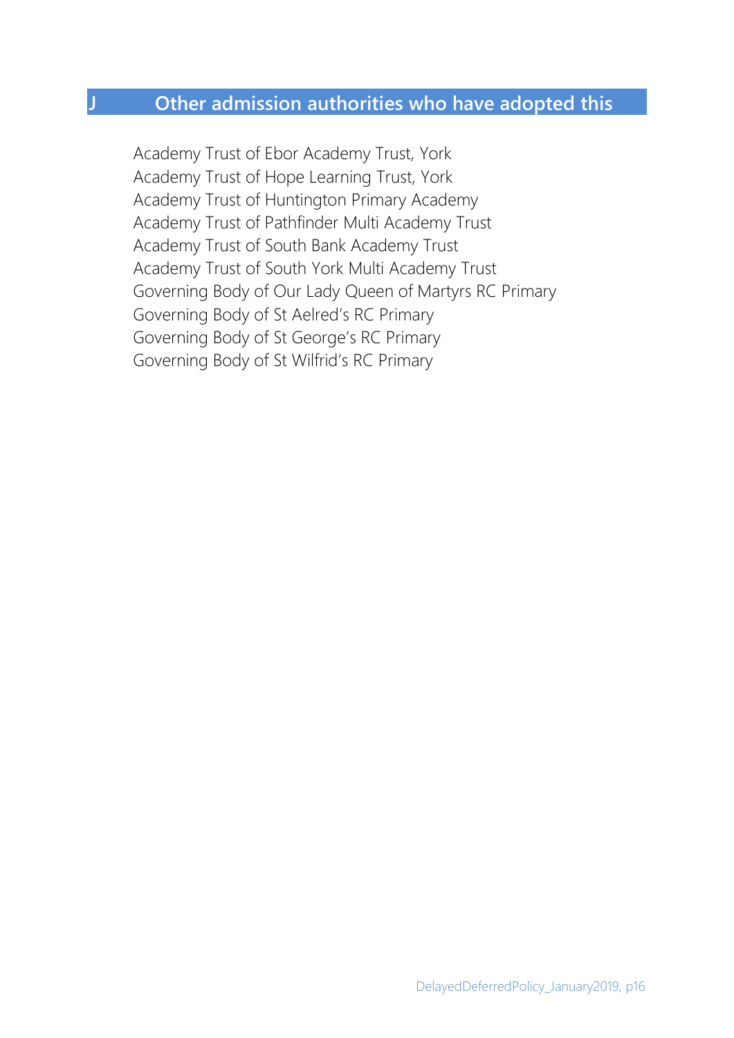## J Other admission authorities who have adopted this

Academy Trust of Ebor Academy Trust, York
Academy Trust of Hope Learning Trust, York
Academy Trust of Huntington Primary Academy
Academy Trust of Pathfinder Multi Academy Trust
Academy Trust of South Bank Academy Trust
Academy Trust of South York Multi Academy Trust
Governing Body of Our Lady Queen of Martyrs RC Primary
Governing Body of St Aelred's RC Primary
Governing Body of St George's RC Primary
Governing Body of St Wilfrid's RC Primary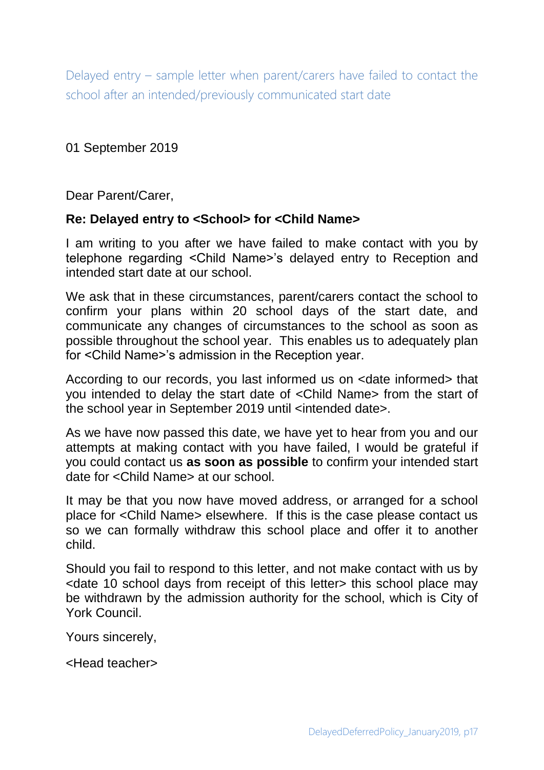## Delayed entry – sample letter when parent/carers have failed to contact the school after an intended/previously communicated start date

01 September 2019

Dear Parent/Carer,

**Re: Delayed entry to <School> for <Child Name>**

I am writing to you after we have failed to make contact with you by telephone regarding <Child Name>'s delayed entry to Reception and intended start date at our school.

We ask that in these circumstances, parent/carers contact the school to confirm your plans within 20 school days of the start date, and communicate any changes of circumstances to the school as soon as possible throughout the school year. This enables us to adequately plan for <Child Name>'s admission in the Reception year.

According to our records, you last informed us on <date informed> that you intended to delay the start date of <Child Name> from the start of the school year in September 2019 until <intended date>.

As we have now passed this date, we have yet to hear from you and our attempts at making contact with you have failed, I would be grateful if you could contact us **as soon as possible** to confirm your intended start date for <Child Name> at our school.

It may be that you now have moved address, or arranged for a school place for <Child Name> elsewhere. If this is the case please contact us so we can formally withdraw this school place and offer it to another child.

Should you fail to respond to this letter, and not make contact with us by <date 10 school days from receipt of this letter> this school place may be withdrawn by the admission authority for the school, which is City of York Council.

Yours sincerely,

<Head teacher>